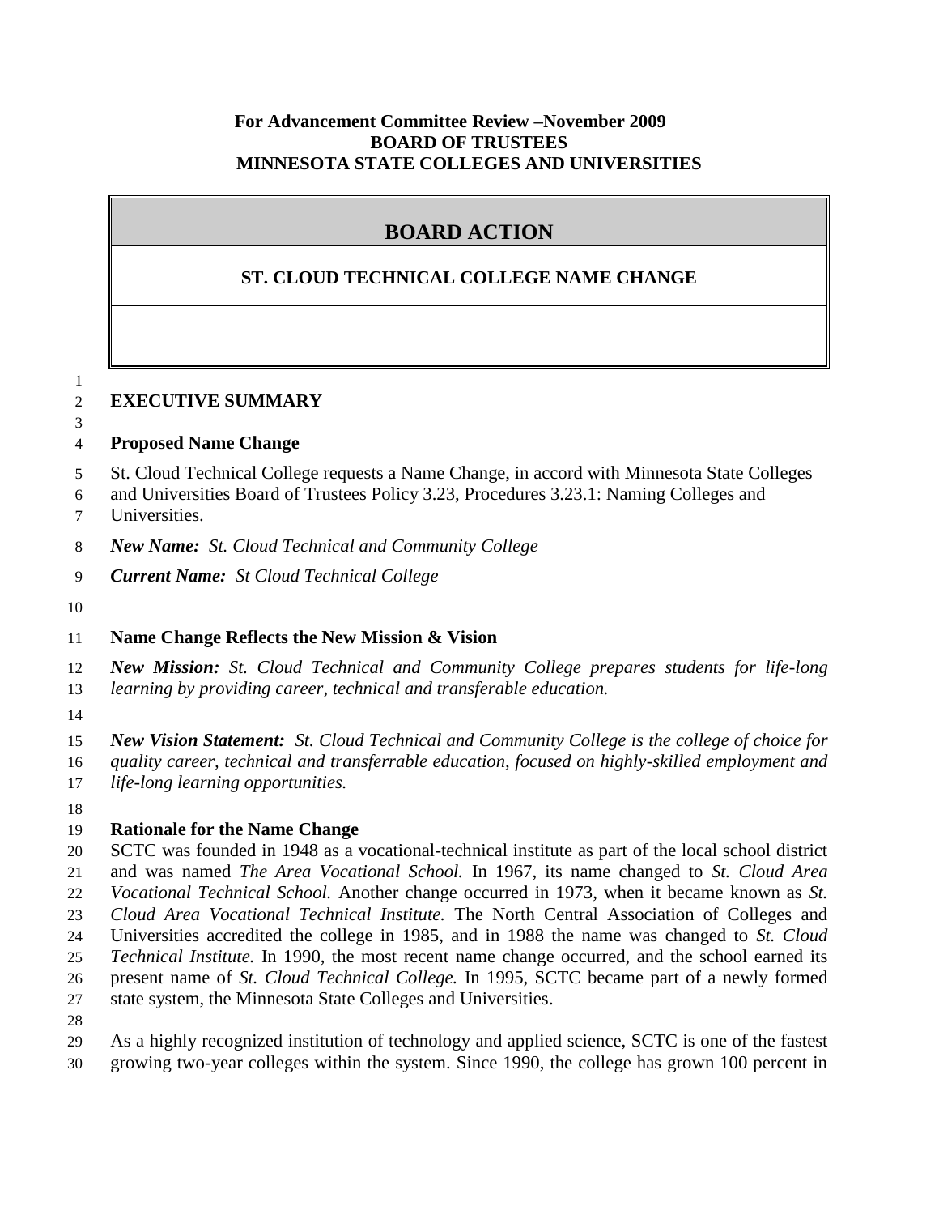**For Advancement Committee Review –November 2009**
**BOARD OF TRUSTEES**
**MINNESOTA STATE COLLEGES AND UNIVERSITIES**

# BOARD ACTION

## ST. CLOUD TECHNICAL COLLEGE NAME CHANGE

## EXECUTIVE SUMMARY

### Proposed Name Change

St. Cloud Technical College requests a Name Change, in accord with Minnesota State Colleges and Universities Board of Trustees Policy 3.23, Procedures 3.23.1: Naming Colleges and Universities.

***New Name:*** *St. Cloud Technical and Community College*

***Current Name:*** *St Cloud Technical College*

### Name Change Reflects the New Mission & Vision

***New Mission:*** *St. Cloud Technical and Community College prepares students for life-long learning by providing career, technical and transferable education.*

***New Vision Statement:*** *St. Cloud Technical and Community College is the college of choice for quality career, technical and transferrable education, focused on highly-skilled employment and life-long learning opportunities.*

### Rationale for the Name Change

SCTC was founded in 1948 as a vocational-technical institute as part of the local school district and was named *The Area Vocational School.* In 1967, its name changed to *St. Cloud Area Vocational Technical School.* Another change occurred in 1973, when it became known as *St. Cloud Area Vocational Technical Institute.* The North Central Association of Colleges and Universities accredited the college in 1985, and in 1988 the name was changed to *St. Cloud Technical Institute.* In 1990, the most recent name change occurred, and the school earned its present name of *St. Cloud Technical College.* In 1995, SCTC became part of a newly formed state system, the Minnesota State Colleges and Universities.

As a highly recognized institution of technology and applied science, SCTC is one of the fastest growing two-year colleges within the system. Since 1990, the college has grown 100 percent in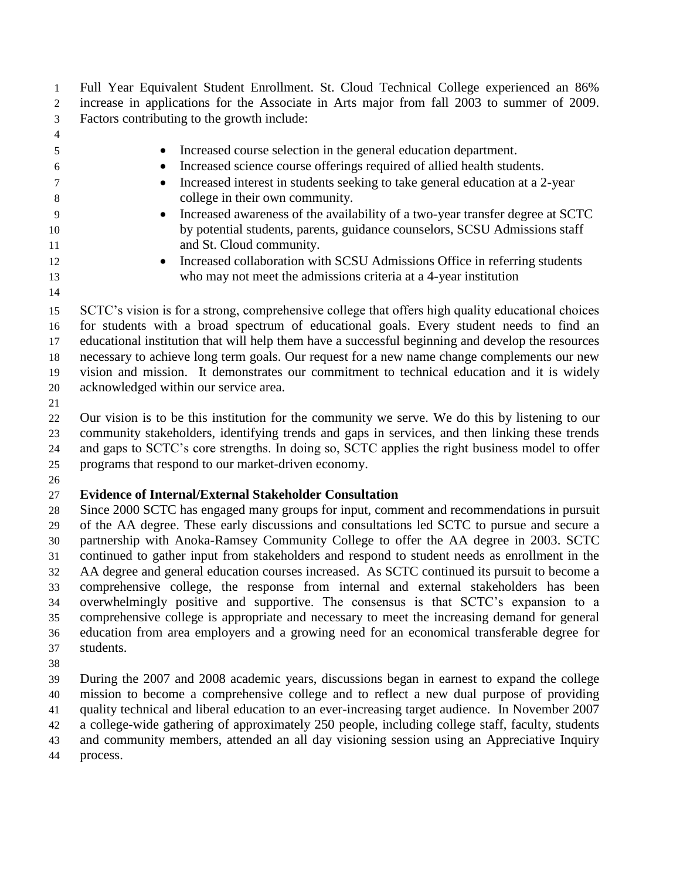Full Year Equivalent Student Enrollment. St. Cloud Technical College experienced an 86% increase in applications for the Associate in Arts major from fall 2003 to summer of 2009. Factors contributing to the growth include:

- Increased course selection in the general education department.
- Increased science course offerings required of allied health students.
- Increased interest in students seeking to take general education at a 2-year college in their own community.
- Increased awareness of the availability of a two-year transfer degree at SCTC by potential students, parents, guidance counselors, SCSU Admissions staff and St. Cloud community.
- Increased collaboration with SCSU Admissions Office in referring students who may not meet the admissions criteria at a 4-year institution

SCTC's vision is for a strong, comprehensive college that offers high quality educational choices for students with a broad spectrum of educational goals. Every student needs to find an educational institution that will help them have a successful beginning and develop the resources necessary to achieve long term goals. Our request for a new name change complements our new vision and mission. It demonstrates our commitment to technical education and it is widely acknowledged within our service area.

Our vision is to be this institution for the community we serve. We do this by listening to our community stakeholders, identifying trends and gaps in services, and then linking these trends and gaps to SCTC's core strengths. In doing so, SCTC applies the right business model to offer programs that respond to our market-driven economy.

**Evidence of Internal/External Stakeholder Consultation**

Since 2000 SCTC has engaged many groups for input, comment and recommendations in pursuit of the AA degree. These early discussions and consultations led SCTC to pursue and secure a partnership with Anoka-Ramsey Community College to offer the AA degree in 2003. SCTC continued to gather input from stakeholders and respond to student needs as enrollment in the AA degree and general education courses increased. As SCTC continued its pursuit to become a comprehensive college, the response from internal and external stakeholders has been overwhelmingly positive and supportive. The consensus is that SCTC's expansion to a comprehensive college is appropriate and necessary to meet the increasing demand for general education from area employers and a growing need for an economical transferable degree for students.

During the 2007 and 2008 academic years, discussions began in earnest to expand the college mission to become a comprehensive college and to reflect a new dual purpose of providing quality technical and liberal education to an ever-increasing target audience. In November 2007 a college-wide gathering of approximately 250 people, including college staff, faculty, students and community members, attended an all day visioning session using an Appreciative Inquiry process.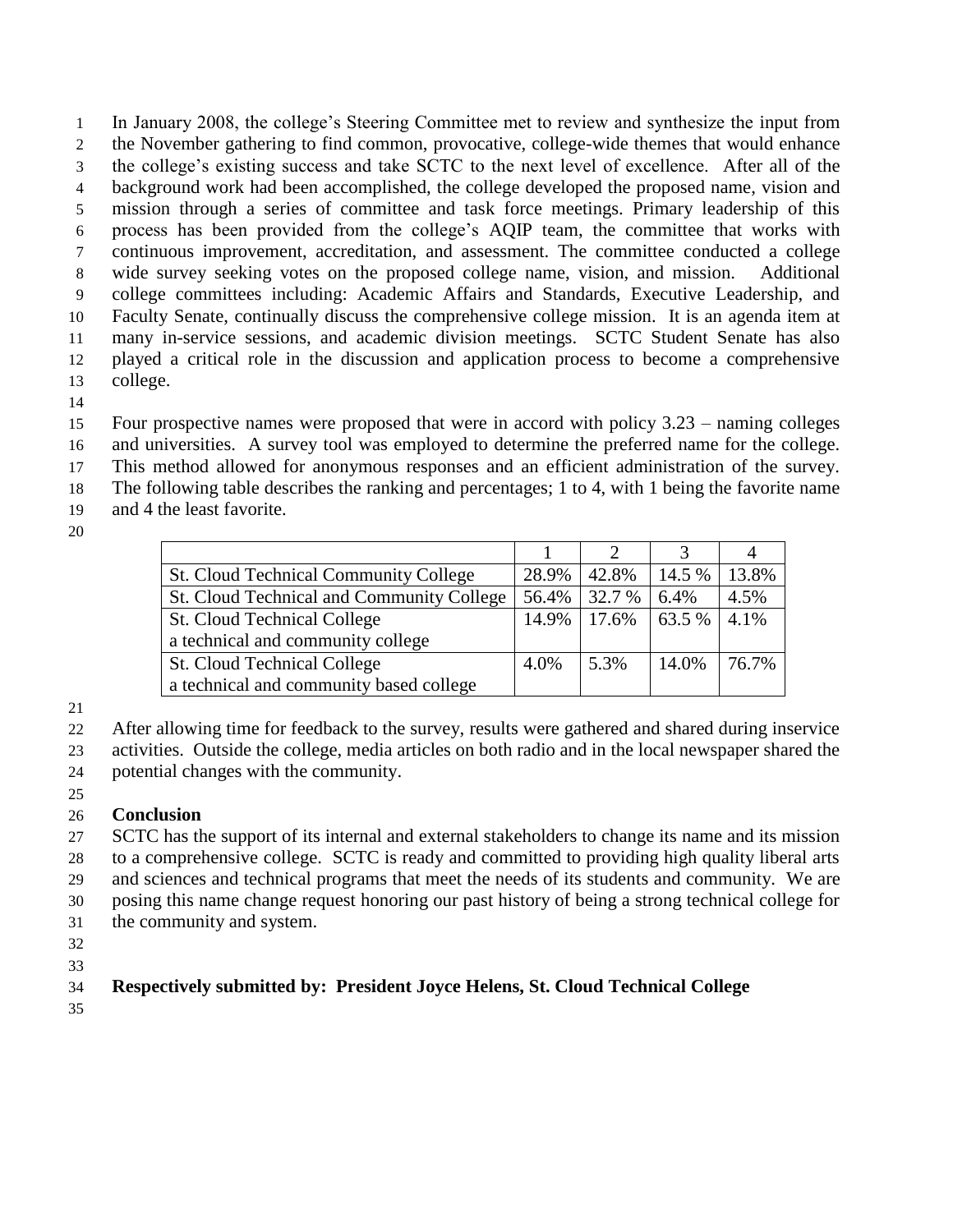In January 2008, the college's Steering Committee met to review and synthesize the input from the November gathering to find common, provocative, college-wide themes that would enhance the college's existing success and take SCTC to the next level of excellence. After all of the background work had been accomplished, the college developed the proposed name, vision and mission through a series of committee and task force meetings. Primary leadership of this process has been provided from the college's AQIP team, the committee that works with continuous improvement, accreditation, and assessment. The committee conducted a college wide survey seeking votes on the proposed college name, vision, and mission. Additional college committees including: Academic Affairs and Standards, Executive Leadership, and Faculty Senate, continually discuss the comprehensive college mission. It is an agenda item at many in-service sessions, and academic division meetings. SCTC Student Senate has also played a critical role in the discussion and application process to become a comprehensive college.

Four prospective names were proposed that were in accord with policy 3.23 – naming colleges and universities. A survey tool was employed to determine the preferred name for the college. This method allowed for anonymous responses and an efficient administration of the survey. The following table describes the ranking and percentages; 1 to 4, with 1 being the favorite name and 4 the least favorite.

| | 1 | 2 | 3 | 4 |
|---|---|---|---|---|
| St. Cloud Technical Community College | 28.9% | 42.8% | 14.5 % | 13.8% |
| St. Cloud Technical and Community College | 56.4% | 32.7 % | 6.4% | 4.5% |
| St. Cloud Technical College a technical and community college | 14.9% | 17.6% | 63.5 % | 4.1% |
| St. Cloud Technical College a technical and community based college | 4.0% | 5.3% | 14.0% | 76.7% |

After allowing time for feedback to the survey, results were gathered and shared during inservice activities. Outside the college, media articles on both radio and in the local newspaper shared the potential changes with the community.

**Conclusion**

SCTC has the support of its internal and external stakeholders to change its name and its mission to a comprehensive college. SCTC is ready and committed to providing high quality liberal arts and sciences and technical programs that meet the needs of its students and community. We are posing this name change request honoring our past history of being a strong technical college for the community and system.

**Respectively submitted by: President Joyce Helens, St. Cloud Technical College**